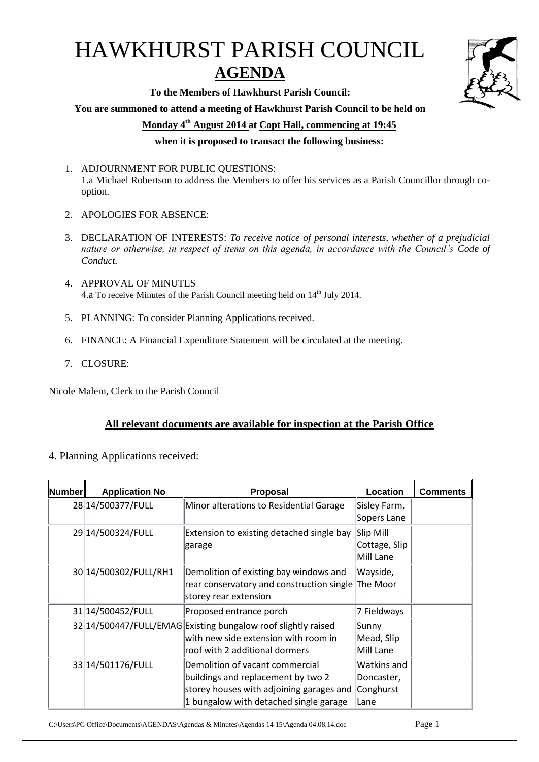# HAWKHURST PARISH COUNCIL

## AGENDA

**To the Members of Hawkhurst Parish Council:**

**You are summoned to attend a meeting of Hawkhurst Parish Council to be held on**

**Monday 4th August 2014 at Copt Hall, commencing at 19:45**

**when it is proposed to transact the following business:**

1. ADJOURNMENT FOR PUBLIC QUESTIONS:
   1.a Michael Robertson to address the Members to offer his services as a Parish Councillor through co-option.

2. APOLOGIES FOR ABSENCE:

3. DECLARATION OF INTERESTS: *To receive notice of personal interests, whether of a prejudicial nature or otherwise, in respect of items on this agenda, in accordance with the Council's Code of Conduct.*

4. APPROVAL OF MINUTES
   4.a To receive Minutes of the Parish Council meeting held on 14th July 2014.

5. PLANNING: To consider Planning Applications received.

6. FINANCE: A Financial Expenditure Statement will be circulated at the meeting.

7. CLOSURE:

Nicole Malem, Clerk to the Parish Council

**All relevant documents are available for inspection at the Parish Office**

4. Planning Applications received:

| Number | Application No | Proposal | Location | Comments |
|---|---|---|---|---|
| 28 | 14/500377/FULL | Minor alterations to Residential Garage | Sisley Farm, Sopers Lane | |
| 29 | 14/500324/FULL | Extension to existing detached single bay garage | Slip Mill Cottage, Slip Mill Lane | |
| 30 | 14/500302/FULL/RH1 | Demolition of existing bay windows and rear conservatory and construction single storey rear extension | Wayside, The Moor | |
| 31 | 14/500452/FULL | Proposed entrance porch | 7 Fieldways | |
| 32 | 14/500447/FULL/EMAG | Existing bungalow roof slightly raised with new side extension with room in roof with 2 additional dormers | Sunny Mead, Slip Mill Lane | |
| 33 | 14/501176/FULL | Demolition of vacant commercial buildings and replacement by two 2 storey houses with adjoining garages and 1 bungalow with detached single garage | Watkins and Doncaster, Conghurst Lane | |

C:\Users\PC Office\Documents\AGENDAS\Agendas & Minutes\Agendas 14 15\Agenda 04.08.14.doc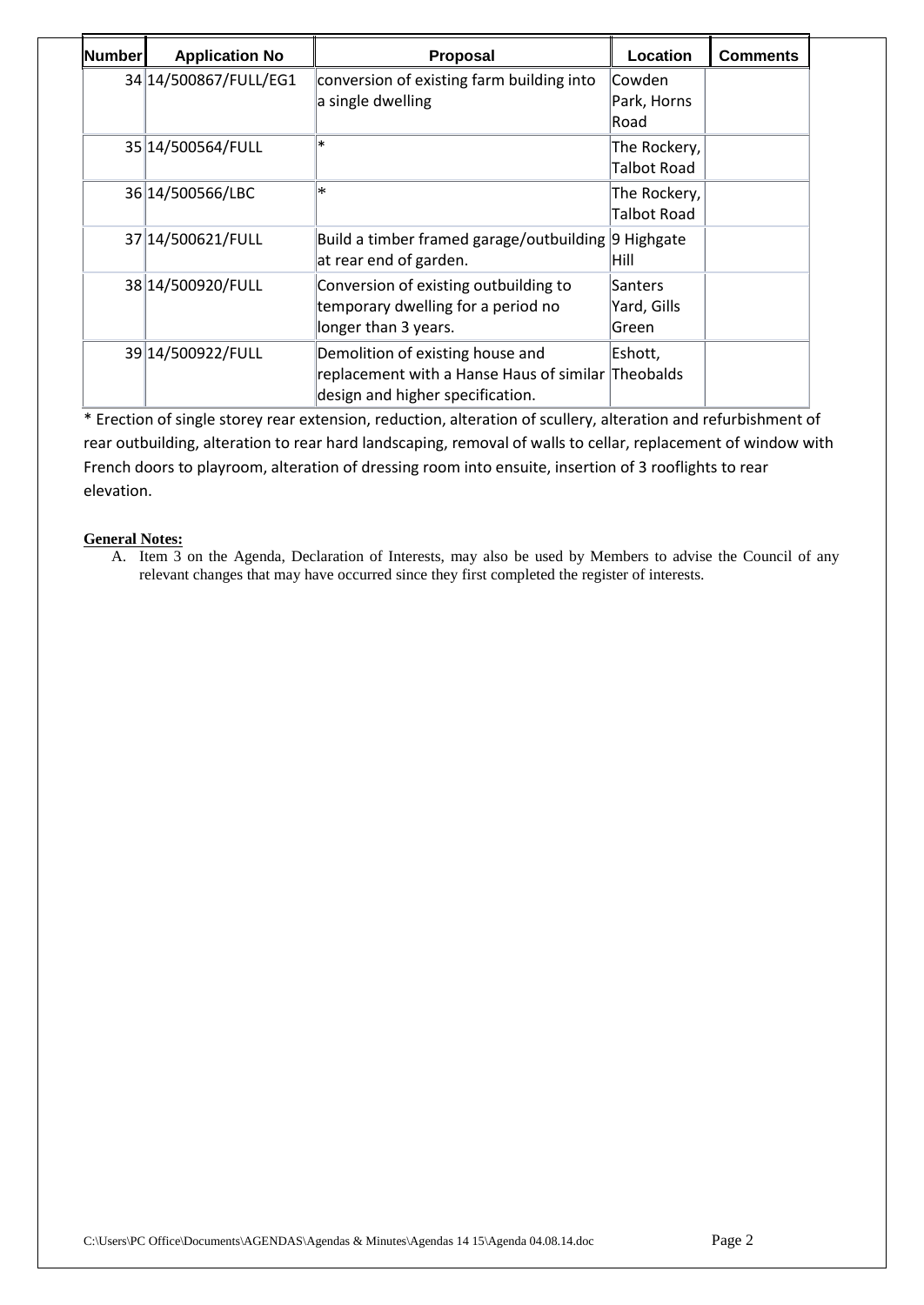| Number | Application No | Proposal | Location | Comments |
|---|---|---|---|---|
| 34 | 14/500867/FULL/EG1 | conversion of existing farm building into a single dwelling | Cowden Park, Horns Road | |
| 35 | 14/500564/FULL | * | The Rockery, Talbot Road | |
| 36 | 14/500566/LBC | * | The Rockery, Talbot Road | |
| 37 | 14/500621/FULL | Build a timber framed garage/outbuilding at rear end of garden. | 9 Highgate Hill | |
| 38 | 14/500920/FULL | Conversion of existing outbuilding to temporary dwelling for a period no longer than 3 years. | Santers Yard, Gills Green | |
| 39 | 14/500922/FULL | Demolition of existing house and replacement with a Hanse Haus of similar design and higher specification. | Eshott, Theobalds | |

* Erection of single storey rear extension, reduction, alteration of scullery, alteration and refurbishment of rear outbuilding, alteration to rear hard landscaping, removal of walls to cellar, replacement of window with French doors to playroom, alteration of dressing room into ensuite, insertion of 3 rooflights to rear elevation.

**General Notes:**

A. Item 3 on the Agenda, Declaration of Interests, may also be used by Members to advise the Council of any relevant changes that may have occurred since they first completed the register of interests.